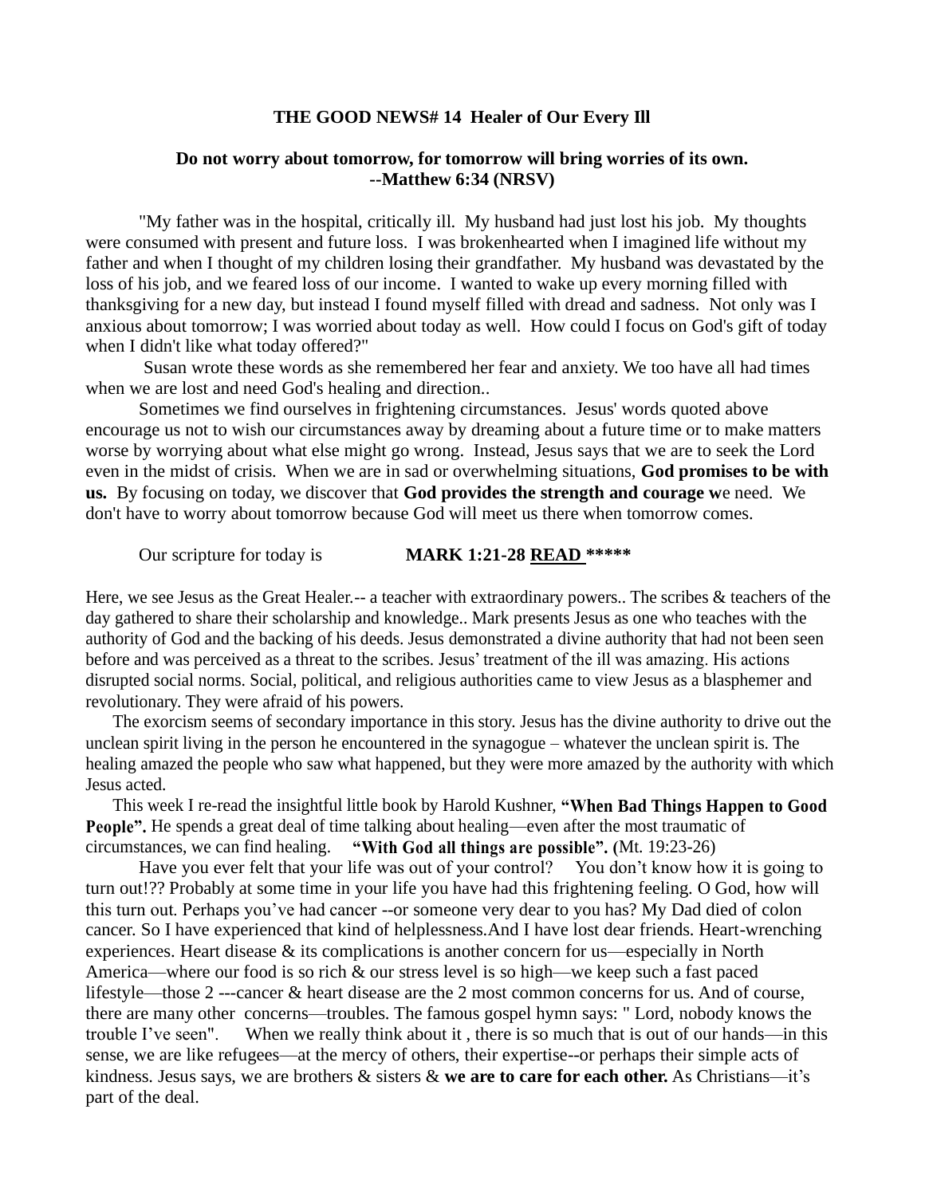**THE GOOD NEWS# 14 Healer of Our Every Ill**

**Do not worry about tomorrow, for tomorrow will bring worries of its own.**
**--Matthew 6:34 (NRSV)**

"My father was in the hospital, critically ill. My husband had just lost his job. My thoughts were consumed with present and future loss. I was brokenhearted when I imagined life without my father and when I thought of my children losing their grandfather. My husband was devastated by the loss of his job, and we feared loss of our income. I wanted to wake up every morning filled with thanksgiving for a new day, but instead I found myself filled with dread and sadness. Not only was I anxious about tomorrow; I was worried about today as well. How could I focus on God's gift of today when I didn't like what today offered?"

Susan wrote these words as she remembered her fear and anxiety. We too have all had times when we are lost and need God's healing and direction..

Sometimes we find ourselves in frightening circumstances. Jesus' words quoted above encourage us not to wish our circumstances away by dreaming about a future time or to make matters worse by worrying about what else might go wrong. Instead, Jesus says that we are to seek the Lord even in the midst of crisis. When we are in sad or overwhelming situations, **God promises to be with us.** By focusing on today, we discover that **God provides the strength and courage w**e need. We don't have to worry about tomorrow because God will meet us there when tomorrow comes.

Our scripture for today is **MARK 1:21-28 READ \*\*\*\*\***

Here, we see Jesus as the Great Healer.-- a teacher with extraordinary powers.. The scribes & teachers of the day gathered to share their scholarship and knowledge.. Mark presents Jesus as one who teaches with the authority of God and the backing of his deeds. Jesus demonstrated a divine authority that had not been seen before and was perceived as a threat to the scribes. Jesus' treatment of the ill was amazing. His actions disrupted social norms. Social, political, and religious authorities came to view Jesus as a blasphemer and revolutionary. They were afraid of his powers.

The exorcism seems of secondary importance in this story. Jesus has the divine authority to drive out the unclean spirit living in the person he encountered in the synagogue – whatever the unclean spirit is. The healing amazed the people who saw what happened, but they were more amazed by the authority with which Jesus acted.

This week I re-read the insightful little book by Harold Kushner, **"When Bad Things Happen to Good People".** He spends a great deal of time talking about healing—even after the most traumatic of circumstances, we can find healing. **"With God all things are possible".** (Mt. 19:23-26)

Have you ever felt that your life was out of your control? You don't know how it is going to turn out!?? Probably at some time in your life you have had this frightening feeling. O God, how will this turn out. Perhaps you've had cancer --or someone very dear to you has? My Dad died of colon cancer. So I have experienced that kind of helplessness.And I have lost dear friends. Heart-wrenching experiences. Heart disease & its complications is another concern for us—especially in North America—where our food is so rich & our stress level is so high—we keep such a fast paced lifestyle—those 2 ---cancer & heart disease are the 2 most common concerns for us. And of course, there are many other concerns—troubles. The famous gospel hymn says: " Lord, nobody knows the trouble I've seen". When we really think about it , there is so much that is out of our hands—in this sense, we are like refugees—at the mercy of others, their expertise--or perhaps their simple acts of kindness. Jesus says, we are brothers & sisters & **we are to care for each other.** As Christians—it's part of the deal.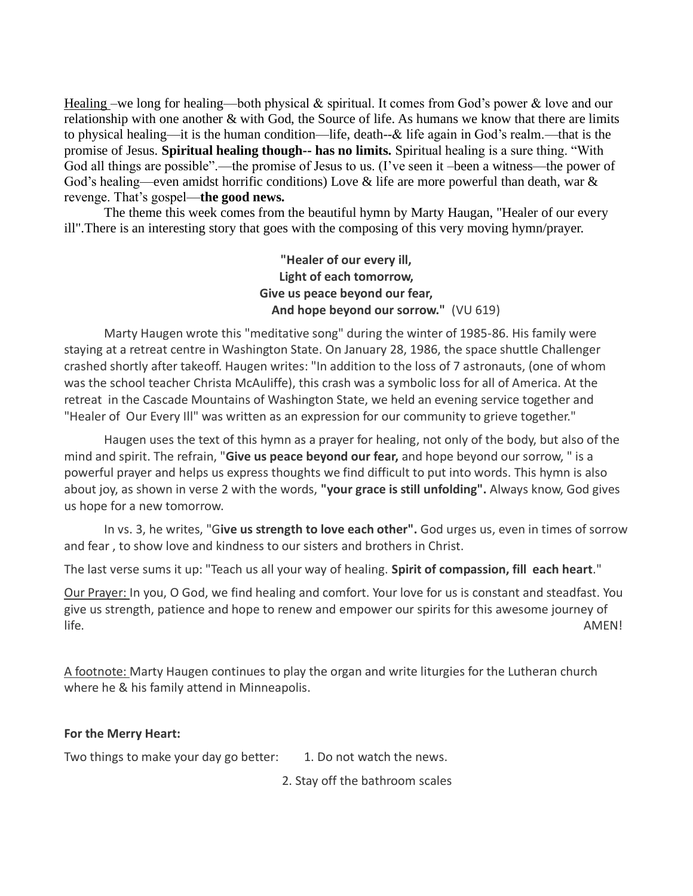Healing –we long for healing—both physical & spiritual. It comes from God's power & love and our relationship with one another & with God, the Source of life. As humans we know that there are limits to physical healing—it is the human condition—life, death--& life again in God's realm.—that is the promise of Jesus. **Spiritual healing though-- has no limits.** Spiritual healing is a sure thing. "With God all things are possible".—the promise of Jesus to us. (I've seen it –been a witness—the power of God's healing—even amidst horrific conditions) Love & life are more powerful than death, war & revenge. That's gospel—**the good news.**

The theme this week comes from the beautiful hymn by Marty Haugan, "Healer of our every ill".There is an interesting story that goes with the composing of this very moving hymn/prayer.

> **"Healer of our every ill,**
> **Light of each tomorrow,**
> **Give us peace beyond our fear,**
> **And hope beyond our sorrow."** (VU 619)

Marty Haugen wrote this "meditative song" during the winter of 1985-86. His family were staying at a retreat centre in Washington State. On January 28, 1986, the space shuttle Challenger crashed shortly after takeoff. Haugen writes: "In addition to the loss of 7 astronauts, (one of whom was the school teacher Christa McAuliffe), this crash was a symbolic loss for all of America. At the retreat in the Cascade Mountains of Washington State, we held an evening service together and "Healer of Our Every Ill" was written as an expression for our community to grieve together."

Haugen uses the text of this hymn as a prayer for healing, not only of the body, but also of the mind and spirit. The refrain, "**Give us peace beyond our fear,** and hope beyond our sorrow, " is a powerful prayer and helps us express thoughts we find difficult to put into words. This hymn is also about joy, as shown in verse 2 with the words, **"your grace is still unfolding".** Always know, God gives us hope for a new tomorrow.

In vs. 3, he writes, "G**ive us strength to love each other".** God urges us, even in times of sorrow and fear , to show love and kindness to our sisters and brothers in Christ.

The last verse sums it up: "Teach us all your way of healing. **Spirit of compassion, fill each heart**."

Our Prayer: In you, O God, we find healing and comfort. Your love for us is constant and steadfast. You give us strength, patience and hope to renew and empower our spirits for this awesome journey of life. AMEN!

A footnote: Marty Haugen continues to play the organ and write liturgies for the Lutheran church where he & his family attend in Minneapolis.

**For the Merry Heart:**

Two things to make your day go better:

1. Do not watch the news.
2. Stay off the bathroom scales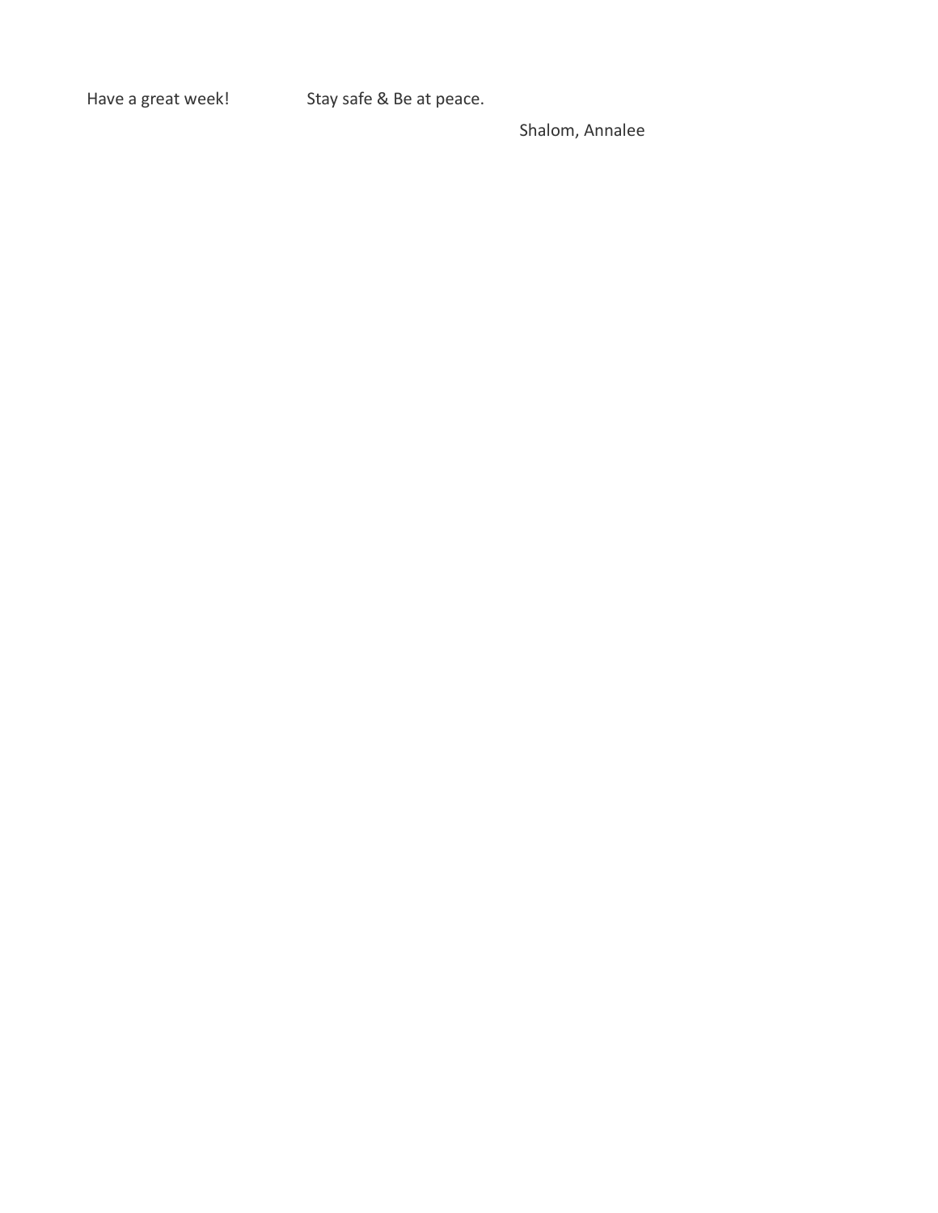Have a great week! Stay safe & Be at peace.

Shalom, Annalee